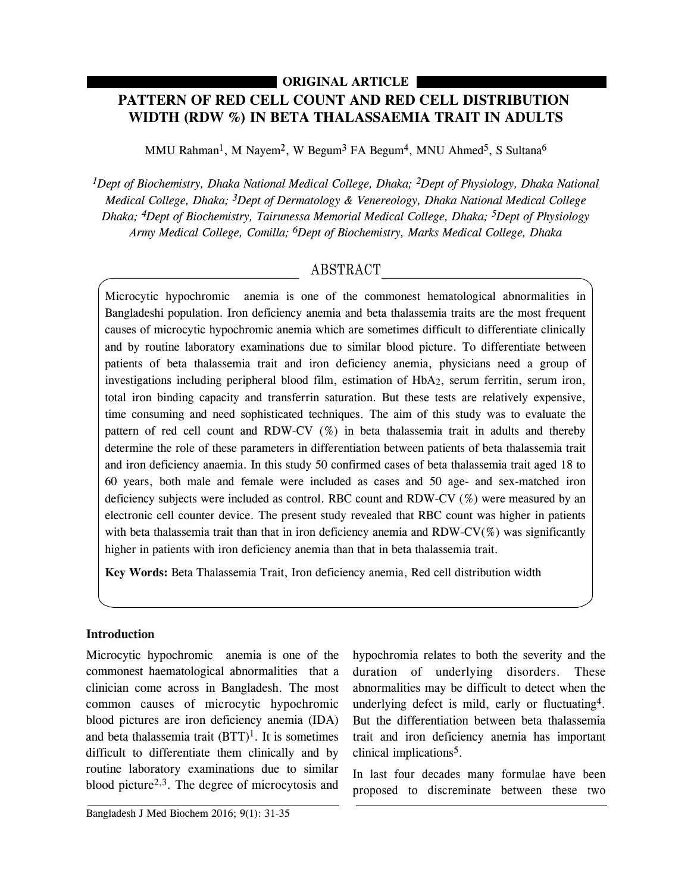ORIGINAL ARTICLE

# PATTERN OF RED CELL COUNT AND RED CELL DISTRIBUTION WIDTH (RDW %) IN BETA THALASSAEMIA TRAIT IN ADULTS

MMU Rahman[1], M Nayem[2], W Begum[3] FA Begum[4], MNU Ahmed[5], S Sultana[6]

*[1]Dept of Biochemistry, Dhaka National Medical College, Dhaka; [2]Dept of Physiology, Dhaka National Medical College, Dhaka; [3]Dept of Dermatology & Venereology, Dhaka National Medical College Dhaka; [4]Dept of Biochemistry, Tairunessa Memorial Medical College, Dhaka; [5]Dept of Physiology Army Medical College, Comilla; [6]Dept of Biochemistry, Marks Medical College, Dhaka*

## ABSTRACT

Microcytic hypochromic anemia is one of the commonest hematological abnormalities in Bangladeshi population. Iron deficiency anemia and beta thalassemia traits are the most frequent causes of microcytic hypochromic anemia which are sometimes difficult to differentiate clinically and by routine laboratory examinations due to similar blood picture. To differentiate between patients of beta thalassemia trait and iron deficiency anemia, physicians need a group of investigations including peripheral blood film, estimation of $HbA_2$, serum ferritin, serum iron, total iron binding capacity and transferrin saturation. But these tests are relatively expensive, time consuming and need sophisticated techniques. The aim of this study was to evaluate the pattern of red cell count and RDW-CV (%) in beta thalassemia trait in adults and thereby determine the role of these parameters in differentiation between patients of beta thalassemia trait and iron deficiency anaemia. In this study 50 confirmed cases of beta thalassemia trait aged 18 to 60 years, both male and female were included as cases and 50 age- and sex-matched iron deficiency subjects were included as control. RBC count and RDW-CV (%) were measured by an electronic cell counter device. The present study revealed that RBC count was higher in patients with beta thalassemia trait than that in iron deficiency anemia and RDW-CV(%) was significantly higher in patients with iron deficiency anemia than that in beta thalassemia trait.

**Key Words:** Beta Thalassemia Trait, Iron deficiency anemia, Red cell distribution width

## Introduction

Microcytic hypochromic anemia is one of the commonest haematological abnormalities that a clinician come across in Bangladesh. The most common causes of microcytic hypochromic blood pictures are iron deficiency anemia (IDA) and beta thalassemia trait (BTT)[1]. It is sometimes difficult to differentiate them clinically and by routine laboratory examinations due to similar blood picture[2,3]. The degree of microcytosis and hypochromia relates to both the severity and the duration of underlying disorders. These abnormalities may be difficult to detect when the underlying defect is mild, early or fluctuating[4]. But the differentiation between beta thalassemia trait and iron deficiency anemia has important clinical implications[5].

In last four decades many formulae have been proposed to discriminate between these two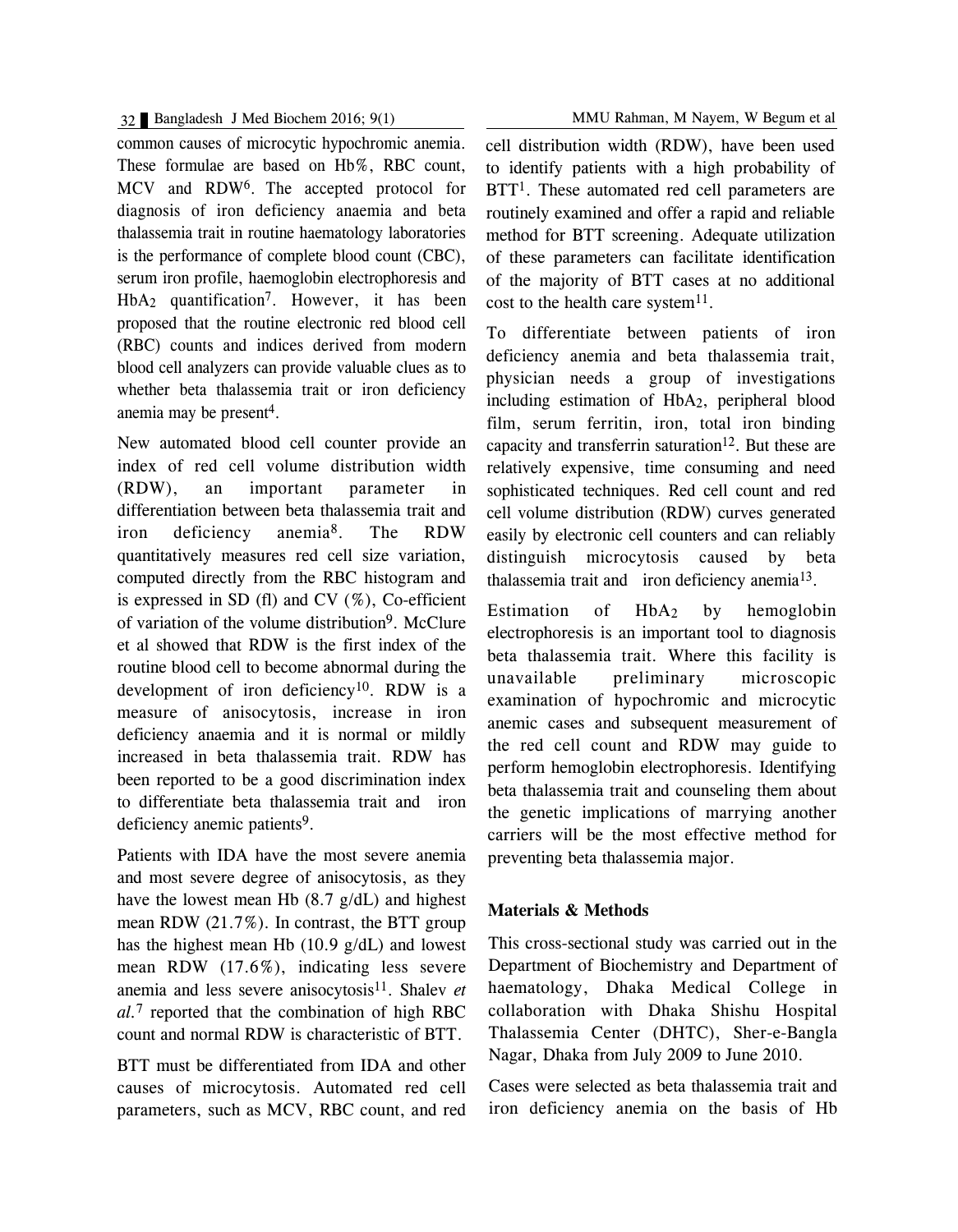common causes of microcytic hypochromic anemia. These formulae are based on Hb%, RBC count, MCV and RDW[6]. The accepted protocol for diagnosis of iron deficiency anaemia and beta thalassemia trait in routine haematology laboratories is the performance of complete blood count (CBC), serum iron profile, haemoglobin electrophoresis and $HbA_2$ quantification[7]. However, it has been proposed that the routine electronic red blood cell (RBC) counts and indices derived from modern blood cell analyzers can provide valuable clues as to whether beta thalassemia trait or iron deficiency anemia may be present[4].

New automated blood cell counter provide an index of red cell volume distribution width (RDW), an important parameter in differentiation between beta thalassemia trait and iron deficiency anemia[8]. The RDW quantitatively measures red cell size variation, computed directly from the RBC histogram and is expressed in SD (fl) and CV (%), Co-efficient of variation of the volume distribution[9]. McClure et al showed that RDW is the first index of the routine blood cell to become abnormal during the development of iron deficiency[10]. RDW is a measure of anisocytosis, increase in iron deficiency anaemia and it is normal or mildly increased in beta thalassemia trait. RDW has been reported to be a good discrimination index to differentiate beta thalassemia trait and iron deficiency anemic patients[9].

Patients with IDA have the most severe anemia and most severe degree of anisocytosis, as they have the lowest mean Hb (8.7 g/dL) and highest mean RDW (21.7%). In contrast, the BTT group has the highest mean Hb (10.9 g/dL) and lowest mean RDW (17.6%), indicating less severe anemia and less severe anisocytosis[11]. Shalev *et al.*[7] reported that the combination of high RBC count and normal RDW is characteristic of BTT.

BTT must be differentiated from IDA and other causes of microcytosis. Automated red cell parameters, such as MCV, RBC count, and red cell distribution width (RDW), have been used to identify patients with a high probability of BTT[1]. These automated red cell parameters are routinely examined and offer a rapid and reliable method for BTT screening. Adequate utilization of these parameters can facilitate identification of the majority of BTT cases at no additional cost to the health care system[11].

To differentiate between patients of iron deficiency anemia and beta thalassemia trait, physician needs a group of investigations including estimation of $HbA_2$, peripheral blood film, serum ferritin, iron, total iron binding capacity and transferrin saturation[12]. But these are relatively expensive, time consuming and need sophisticated techniques. Red cell count and red cell volume distribution (RDW) curves generated easily by electronic cell counters and can reliably distinguish microcytosis caused by beta thalassemia trait and iron deficiency anemia[13].

Estimation of $HbA_2$ by hemoglobin electrophoresis is an important tool to diagnosis beta thalassemia trait. Where this facility is unavailable preliminary microscopic examination of hypochromic and microcytic anemic cases and subsequent measurement of the red cell count and RDW may guide to perform hemoglobin electrophoresis. Identifying beta thalassemia trait and counseling them about the genetic implications of marrying another carriers will be the most effective method for preventing beta thalassemia major.

## Materials & Methods

This cross-sectional study was carried out in the Department of Biochemistry and Department of haematology, Dhaka Medical College in collaboration with Dhaka Shishu Hospital Thalassemia Center (DHTC), Sher-e-Bangla Nagar, Dhaka from July 2009 to June 2010.

Cases were selected as beta thalassemia trait and iron deficiency anemia on the basis of Hb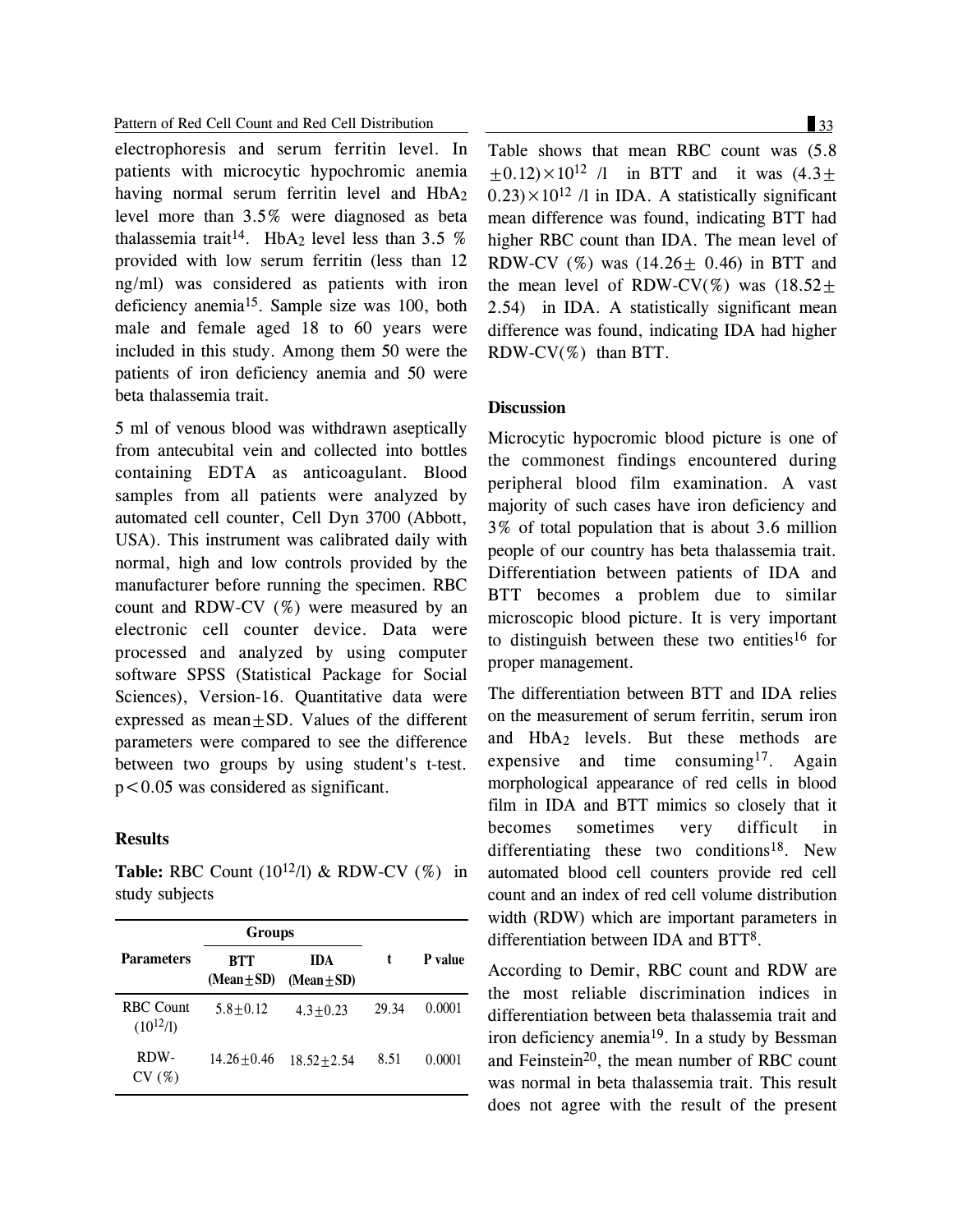electrophoresis and serum ferritin level. In patients with microcytic hypochromic anemia having normal serum ferritin level and $HbA_2$ level more than 3.5% were diagnosed as beta thalassemia trait[14]. $HbA_2$ level less than 3.5 % provided with low serum ferritin (less than 12 ng/ml) was considered as patients with iron deficiency anemia[15]. Sample size was 100, both male and female aged 18 to 60 years were included in this study. Among them 50 were the patients of iron deficiency anemia and 50 were beta thalassemia trait.

5 ml of venous blood was withdrawn aseptically from antecubital vein and collected into bottles containing EDTA as anticoagulant. Blood samples from all patients were analyzed by automated cell counter, Cell Dyn 3700 (Abbott, USA). This instrument was calibrated daily with normal, high and low controls provided by the manufacturer before running the specimen. RBC count and RDW-CV (%) were measured by an electronic cell counter device. Data were processed and analyzed by using computer software SPSS (Statistical Package for Social Sciences), Version-16. Quantitative data were expressed as mean±SD. Values of the different parameters were compared to see the difference between two groups by using student's t-test. $p<0.05$ was considered as significant.

## Results

**Table:** RBC Count ($10^{12}$/l) & RDW-CV (%) in study subjects

| Parameters | Groups | | t | P value |
|---|---|---|---|---|
| | BTT (Mean±SD) | IDA (Mean±SD) | | |
| RBC Count ($10^{12}$/l) | 5.8±0.12 | 4.3±0.23 | 29.34 | 0.0001 |
| RDW-CV (%) | 14.26±0.46 | 18.52±2.54 | 8.51 | 0.0001 |

Table shows that mean RBC count was $(5.8 \pm 0.12) \times 10^{12}$ /l in BTT and it was $(4.3 \pm 0.23) \times 10^{12}$ /l in IDA. A statistically significant mean difference was found, indicating BTT had higher RBC count than IDA. The mean level of RDW-CV (%) was (14.26± 0.46) in BTT and the mean level of RDW-CV(%) was (18.52± 2.54) in IDA. A statistically significant mean difference was found, indicating IDA had higher RDW-CV(%) than BTT.

## Discussion

Microcytic hypocromic blood picture is one of the commonest findings encountered during peripheral blood film examination. A vast majority of such cases have iron deficiency and 3% of total population that is about 3.6 million people of our country has beta thalassemia trait. Differentiation between patients of IDA and BTT becomes a problem due to similar microscopic blood picture. It is very important to distinguish between these two entities[16] for proper management.

The differentiation between BTT and IDA relies on the measurement of serum ferritin, serum iron and $HbA_2$ levels. But these methods are expensive and time consuming[17]. Again morphological appearance of red cells in blood film in IDA and BTT mimics so closely that it becomes sometimes very difficult in differentiating these two conditions[18]. New automated blood cell counters provide red cell count and an index of red cell volume distribution width (RDW) which are important parameters in differentiation between IDA and BTT[8].

According to Demir, RBC count and RDW are the most reliable discrimination indices in differentiation between beta thalassemia trait and iron deficiency anemia[19]. In a study by Bessman and Feinstein[20], the mean number of RBC count was normal in beta thalassemia trait. This result does not agree with the result of the present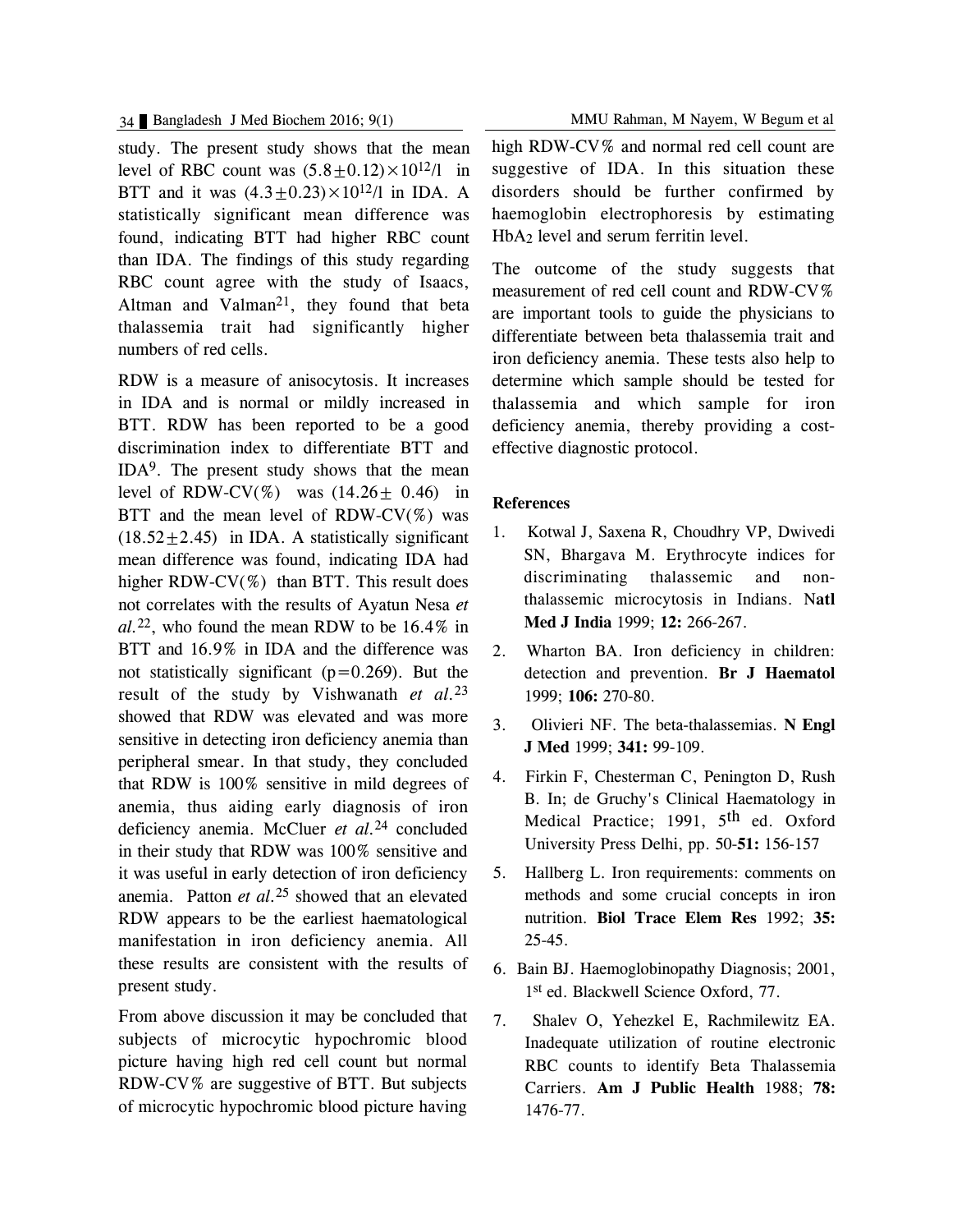study. The present study shows that the mean level of RBC count was $(5.8\pm0.12)\times10^{12}$/l in BTT and it was $(4.3\pm0.23)\times10^{12}$/l in IDA. A statistically significant mean difference was found, indicating BTT had higher RBC count than IDA. The findings of this study regarding RBC count agree with the study of Isaacs, Altman and Valman[21], they found that beta thalassemia trait had significantly higher numbers of red cells.

RDW is a measure of anisocytosis. It increases in IDA and is normal or mildly increased in BTT. RDW has been reported to be a good discrimination index to differentiate BTT and IDA[9]. The present study shows that the mean level of RDW-CV(%) was $(14.26\pm 0.46)$ in BTT and the mean level of RDW-CV(%) was $(18.52\pm2.45)$ in IDA. A statistically significant mean difference was found, indicating IDA had higher RDW-CV(%) than BTT. This result does not correlates with the results of Ayatun Nesa *et al.*[22], who found the mean RDW to be 16.4% in BTT and 16.9% in IDA and the difference was not statistically significant ($p=0.269$). But the result of the study by Vishwanath *et al.*[23] showed that RDW was elevated and was more sensitive in detecting iron deficiency anemia than peripheral smear. In that study, they concluded that RDW is 100% sensitive in mild degrees of anemia, thus aiding early diagnosis of iron deficiency anemia. McCluer *et al.*[24] concluded in their study that RDW was 100% sensitive and it was useful in early detection of iron deficiency anemia. Patton *et al.*[25] showed that an elevated RDW appears to be the earliest haematological manifestation in iron deficiency anemia. All these results are consistent with the results of present study.

From above discussion it may be concluded that subjects of microcytic hypochromic blood picture having high red cell count but normal RDW-CV% are suggestive of BTT. But subjects of microcytic hypochromic blood picture having high RDW-CV% and normal red cell count are suggestive of IDA. In this situation these disorders should be further confirmed by haemoglobin electrophoresis by estimating $HbA_2$ level and serum ferritin level.

The outcome of the study suggests that measurement of red cell count and RDW-CV% are important tools to guide the physicians to differentiate between beta thalassemia trait and iron deficiency anemia. These tests also help to determine which sample should be tested for thalassemia and which sample for iron deficiency anemia, thereby providing a cost-effective diagnostic protocol.

## References

1. Kotwal J, Saxena R, Choudhry VP, Dwivedi SN, Bhargava M. Erythrocyte indices for discriminating thalassemic and non-thalassemic microcytosis in Indians. **Natl Med J India** 1999; **12:** 266-267.
2. Wharton BA. Iron deficiency in children: detection and prevention. **Br J Haematol** 1999; **106:** 270-80.
3. Olivieri NF. The beta-thalassemias. **N Engl J Med** 1999; **341:** 99-109.
4. Firkin F, Chesterman C, Penington D, Rush B. In; de Gruchy's Clinical Haematology in Medical Practice; 1991, 5th ed. Oxford University Press Delhi, pp. 50-**51:** 156-157
5. Hallberg L. Iron requirements: comments on methods and some crucial concepts in iron nutrition. **Biol Trace Elem Res** 1992; **35:** 25-45.
6. Bain BJ. Haemoglobinopathy Diagnosis; 2001, 1st ed. Blackwell Science Oxford, 77.
7. Shalev O, Yehezkel E, Rachmilewitz EA. Inadequate utilization of routine electronic RBC counts to identify Beta Thalassemia Carriers. **Am J Public Health** 1988; **78:** 1476-77.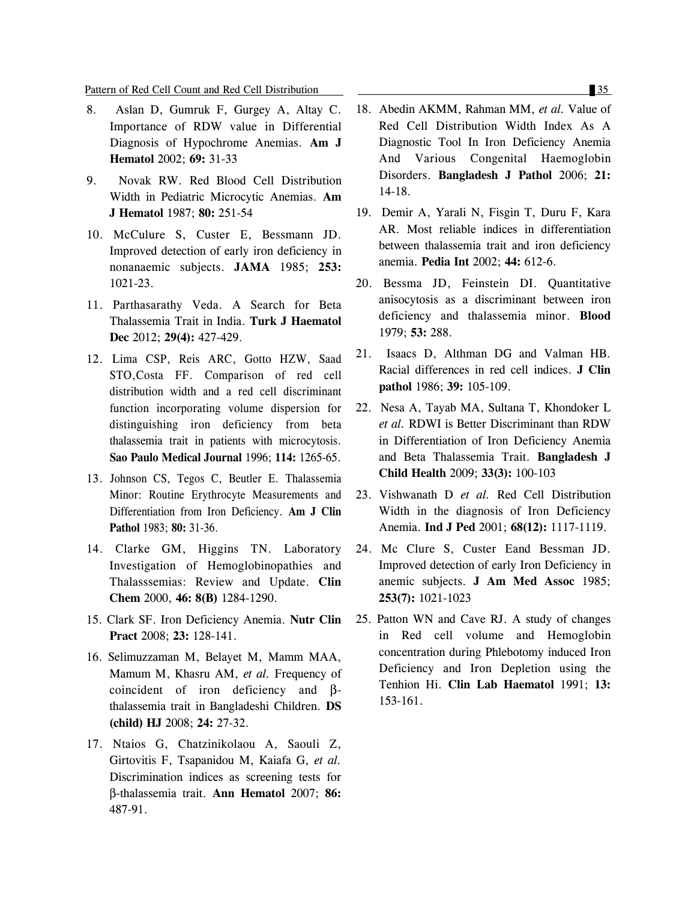8. Aslan D, Gumruk F, Gurgey A, Altay C. Importance of RDW value in Differential Diagnosis of Hypochrome Anemias. **Am J Hematol** 2002; **69:** 31-33

9. Novak RW. Red Blood Cell Distribution Width in Pediatric Microcytic Anemias. **Am J Hematol** 1987; **80:** 251-54

10. McCulure S, Custer E, Bessmann JD. Improved detection of early iron deficiency in nonanaemic subjects. **JAMA** 1985; **253:** 1021-23.

11. Parthasarathy Veda. A Search for Beta Thalassemia Trait in India. **Turk J Haematol Dec** 2012; **29(4):** 427-429.

12. Lima CSP, Reis ARC, Gotto HZW, Saad STO,Costa FF. Comparison of red cell distribution width and a red cell discriminant function incorporating volume dispersion for distinguishing iron deficiency from beta thalassemia trait in patients with microcytosis. **Sao Paulo Medical Journal** 1996; **114:** 1265-65.

13. Johnson CS, Tegos C, Beutler E. Thalassemia Minor: Routine Erythrocyte Measurements and Differentiation from Iron Deficiency. **Am J Clin Pathol** 1983; **80:** 31-36.

14. Clarke GM, Higgins TN. Laboratory Investigation of Hemoglobinopathies and Thalasssemias: Review and Update. **Clin Chem** 2000, **46: 8(B)** 1284-1290.

15. Clark SF. Iron Deficiency Anemia. **Nutr Clin Pract** 2008; **23:** 128-141.

16. Selimuzzaman M, Belayet M, Mamm MAA, Mamum M, Khasru AM, *et al.* Frequency of coincident of iron deficiency and β-thalassemia trait in Bangladeshi Children. **DS (child) HJ** 2008; **24:** 27-32.

17. Ntaios G, Chatzinikolaou A, Saouli Z, Girtovitis F, Tsapanidou M, Kaiafa G, *et al.* Discrimination indices as screening tests for β-thalassemia trait. **Ann Hematol** 2007; **86:** 487-91.

18. Abedin AKMM, Rahman MM, *et al.* Value of Red Cell Distribution Width Index As A Diagnostic Tool In Iron Deficiency Anemia And Various Congenital Haemoglobin Disorders. **Bangladesh J Pathol** 2006; **21:** 14-18.

19. Demir A, Yarali N, Fisgin T, Duru F, Kara AR. Most reliable indices in differentiation between thalassemia trait and iron deficiency anemia. **Pedia Int** 2002; **44:** 612-6.

20. Bessma JD, Feinstein DI. Quantitative anisocytosis as a discriminant between iron deficiency and thalassemia minor. **Blood** 1979; **53:** 288.

21. Isaacs D, Althman DG and Valman HB. Racial differences in red cell indices. **J Clin pathol** 1986; **39:** 105-109.

22. Nesa A, Tayab MA, Sultana T, Khondoker L *et al.* RDWI is Better Discriminant than RDW in Differentiation of Iron Deficiency Anemia and Beta Thalassemia Trait. **Bangladesh J Child Health** 2009; **33(3):** 100-103

23. Vishwanath D *et al.* Red Cell Distribution Width in the diagnosis of Iron Deficiency Anemia. **Ind J Ped** 2001; **68(12):** 1117-1119.

24. Mc Clure S, Custer Eand Bessman JD. Improved detection of early Iron Deficiency in anemic subjects. **J Am Med Assoc** 1985; **253(7):** 1021-1023

25. Patton WN and Cave RJ. A study of changes in Red cell volume and Hemoglobin concentration during Phlebotomy induced Iron Deficiency and Iron Depletion using the Tenhion Hi. **Clin Lab Haematol** 1991; **13:** 153-161.